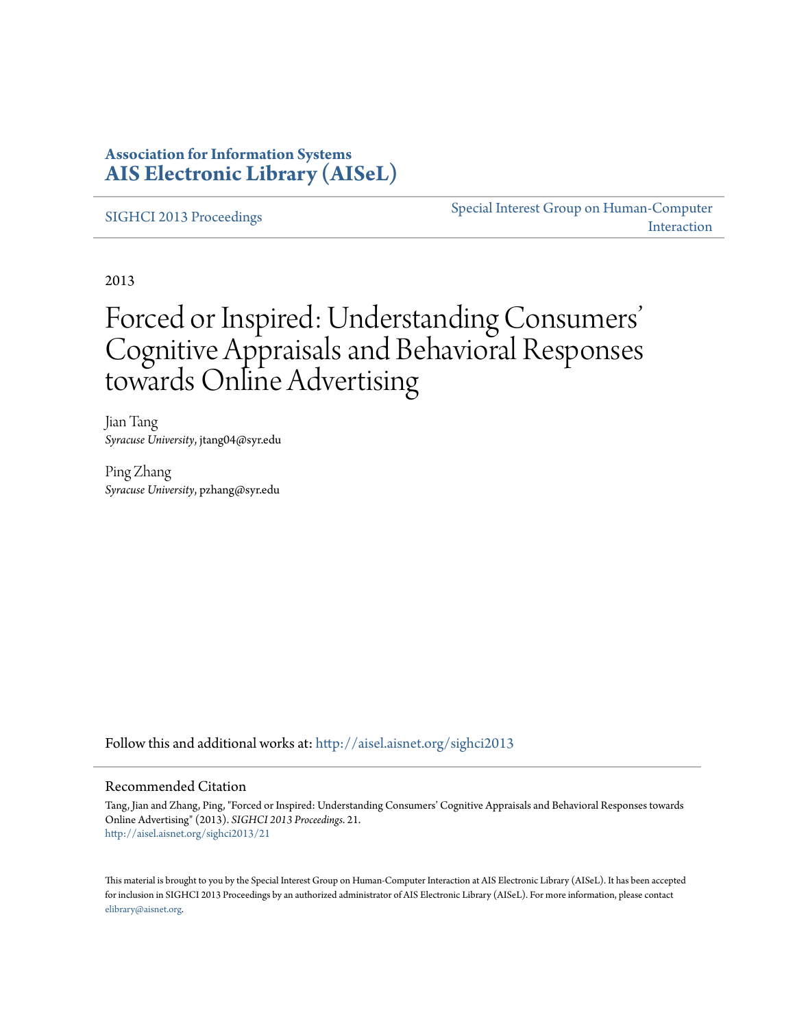**Association for Information Systems**
**AIS Electronic Library (AISeL)**

SIGHCI 2013 Proceedings | Special Interest Group on Human-Computer Interaction

2013

# Forced or Inspired: Understanding Consumers' Cognitive Appraisals and Behavioral Responses towards Online Advertising

Jian Tang
*Syracuse University*, jtang04@syr.edu

Ping Zhang
*Syracuse University*, pzhang@syr.edu

Follow this and additional works at: http://aisel.aisnet.org/sighci2013

## Recommended Citation

Tang, Jian and Zhang, Ping, "Forced or Inspired: Understanding Consumers' Cognitive Appraisals and Behavioral Responses towards Online Advertising" (2013). *SIGHCI 2013 Proceedings*. 21.
http://aisel.aisnet.org/sighci2013/21

This material is brought to you by the Special Interest Group on Human-Computer Interaction at AIS Electronic Library (AISeL). It has been accepted for inclusion in SIGHCI 2013 Proceedings by an authorized administrator of AIS Electronic Library (AISeL). For more information, please contact elibrary@aisnet.org.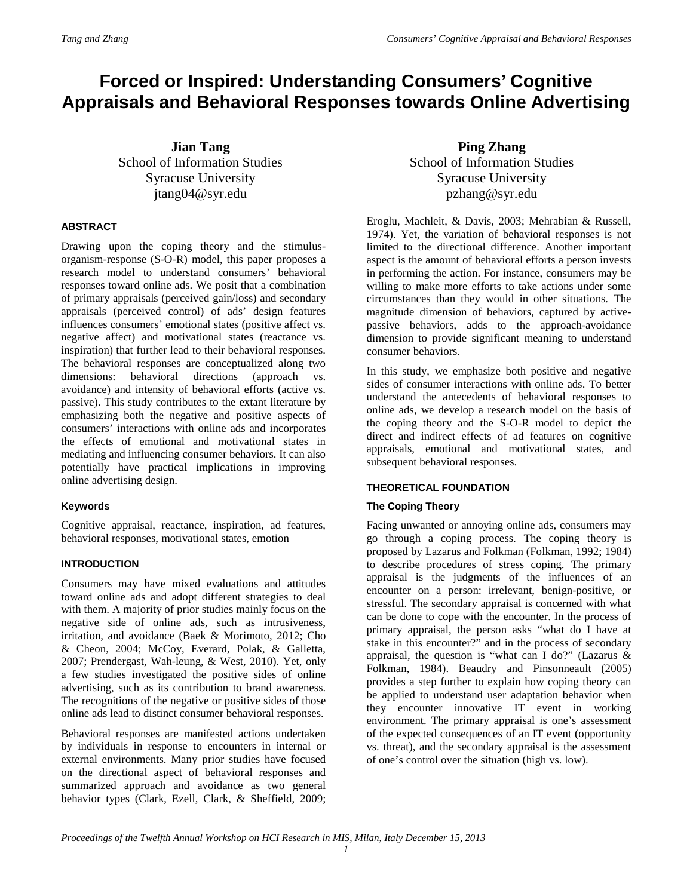# Forced or Inspired: Understanding Consumers' Cognitive Appraisals and Behavioral Responses towards Online Advertising

**Jian Tang**
School of Information Studies
Syracuse University
jtang04@syr.edu

**Ping Zhang**
School of Information Studies
Syracuse University
pzhang@syr.edu

### ABSTRACT

Drawing upon the coping theory and the stimulus-organism-response (S-O-R) model, this paper proposes a research model to understand consumers' behavioral responses toward online ads. We posit that a combination of primary appraisals (perceived gain/loss) and secondary appraisals (perceived control) of ads' design features influences consumers' emotional states (positive affect vs. negative affect) and motivational states (reactance vs. inspiration) that further lead to their behavioral responses. The behavioral responses are conceptualized along two dimensions: behavioral directions (approach vs. avoidance) and intensity of behavioral efforts (active vs. passive). This study contributes to the extant literature by emphasizing both the negative and positive aspects of consumers' interactions with online ads and incorporates the effects of emotional and motivational states in mediating and influencing consumer behaviors. It can also potentially have practical implications in improving online advertising design.

### Keywords

Cognitive appraisal, reactance, inspiration, ad features, behavioral responses, motivational states, emotion

### INTRODUCTION

Consumers may have mixed evaluations and attitudes toward online ads and adopt different strategies to deal with them. A majority of prior studies mainly focus on the negative side of online ads, such as intrusiveness, irritation, and avoidance (Baek & Morimoto, 2012; Cho & Cheon, 2004; McCoy, Everard, Polak, & Galletta, 2007; Prendergast, Wah-leung, & West, 2010). Yet, only a few studies investigated the positive sides of online advertising, such as its contribution to brand awareness. The recognitions of the negative or positive sides of those online ads lead to distinct consumer behavioral responses.

Behavioral responses are manifested actions undertaken by individuals in response to encounters in internal or external environments. Many prior studies have focused on the directional aspect of behavioral responses and summarized approach and avoidance as two general behavior types (Clark, Ezell, Clark, & Sheffield, 2009; Eroglu, Machleit, & Davis, 2003; Mehrabian & Russell, 1974). Yet, the variation of behavioral responses is not limited to the directional difference. Another important aspect is the amount of behavioral efforts a person invests in performing the action. For instance, consumers may be willing to make more efforts to take actions under some circumstances than they would in other situations. The magnitude dimension of behaviors, captured by active-passive behaviors, adds to the approach-avoidance dimension to provide significant meaning to understand consumer behaviors.

In this study, we emphasize both positive and negative sides of consumer interactions with online ads. To better understand the antecedents of behavioral responses to online ads, we develop a research model on the basis of the coping theory and the S-O-R model to depict the direct and indirect effects of ad features on cognitive appraisals, emotional and motivational states, and subsequent behavioral responses.

### THEORETICAL FOUNDATION

#### The Coping Theory

Facing unwanted or annoying online ads, consumers may go through a coping process. The coping theory is proposed by Lazarus and Folkman (Folkman, 1992; 1984) to describe procedures of stress coping. The primary appraisal is the judgments of the influences of an encounter on a person: irrelevant, benign-positive, or stressful. The secondary appraisal is concerned with what can be done to cope with the encounter. In the process of primary appraisal, the person asks "what do I have at stake in this encounter?" and in the process of secondary appraisal, the question is "what can I do?" (Lazarus & Folkman, 1984). Beaudry and Pinsonneault (2005) provides a step further to explain how coping theory can be applied to understand user adaptation behavior when they encounter innovative IT event in working environment. The primary appraisal is one's assessment of the expected consequences of an IT event (opportunity vs. threat), and the secondary appraisal is the assessment of one's control over the situation (high vs. low).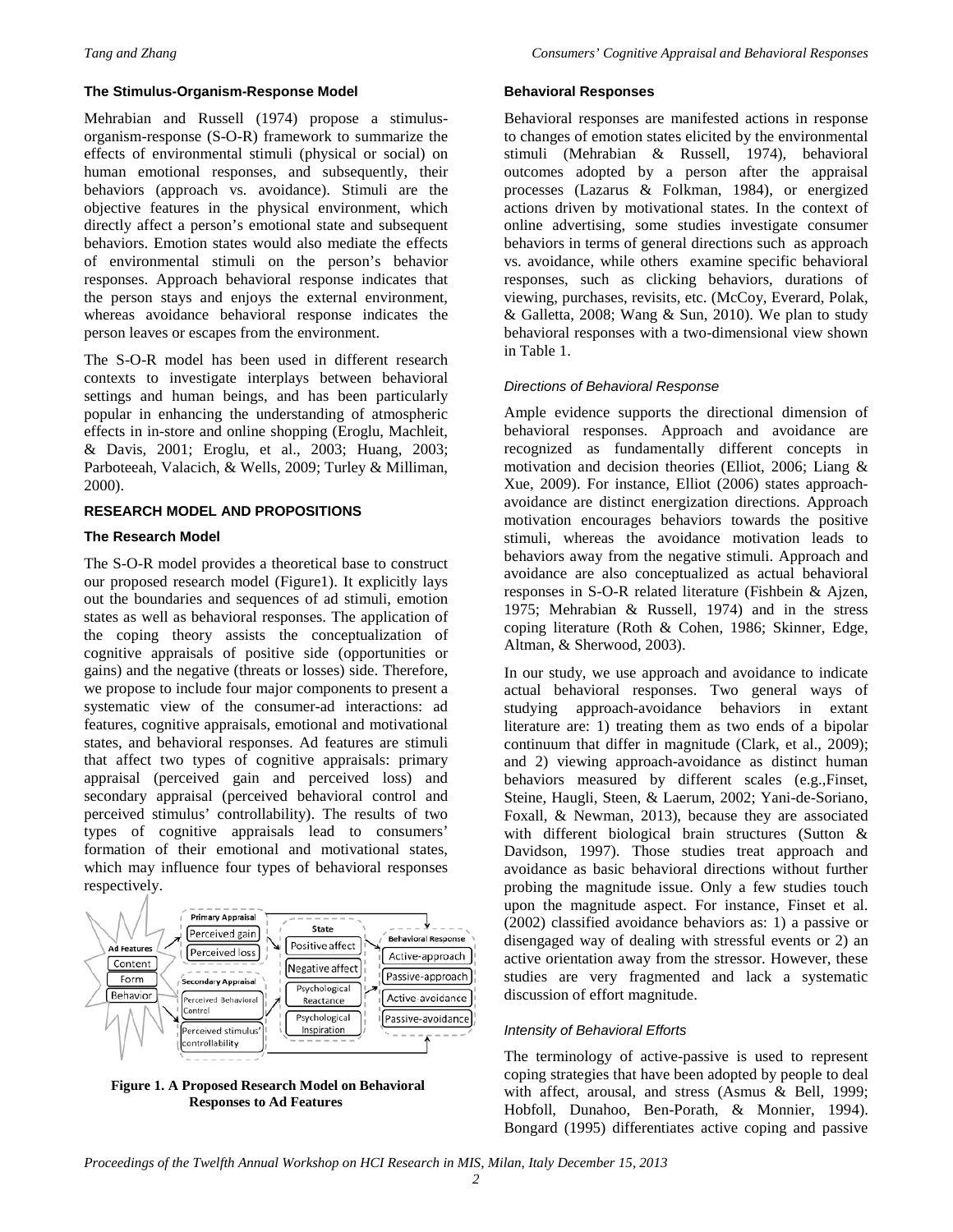### The Stimulus-Organism-Response Model

Mehrabian and Russell (1974) propose a stimulus-organism-response (S-O-R) framework to summarize the effects of environmental stimuli (physical or social) on human emotional responses, and subsequently, their behaviors (approach vs. avoidance). Stimuli are the objective features in the physical environment, which directly affect a person's emotional state and subsequent behaviors. Emotion states would also mediate the effects of environmental stimuli on the person's behavior responses. Approach behavioral response indicates that the person stays and enjoys the external environment, whereas avoidance behavioral response indicates the person leaves or escapes from the environment.

The S-O-R model has been used in different research contexts to investigate interplays between behavioral settings and human beings, and has been particularly popular in enhancing the understanding of atmospheric effects in in-store and online shopping (Eroglu, Machleit, & Davis, 2001; Eroglu, et al., 2003; Huang, 2003; Parboteeah, Valacich, & Wells, 2009; Turley & Milliman, 2000).

## RESEARCH MODEL AND PROPOSITIONS

### The Research Model

The S-O-R model provides a theoretical base to construct our proposed research model (Figure1). It explicitly lays out the boundaries and sequences of ad stimuli, emotion states as well as behavioral responses. The application of the coping theory assists the conceptualization of cognitive appraisals of positive side (opportunities or gains) and the negative (threats or losses) side. Therefore, we propose to include four major components to present a systematic view of the consumer-ad interactions: ad features, cognitive appraisals, emotional and motivational states, and behavioral responses. Ad features are stimuli that affect two types of cognitive appraisals: primary appraisal (perceived gain and perceived loss) and secondary appraisal (perceived behavioral control and perceived stimulus' controllability). The results of two types of cognitive appraisals lead to consumers' formation of their emotional and motivational states, which may influence four types of behavioral responses respectively.

**Figure 1. A Proposed Research Model on Behavioral Responses to Ad Features**

### Behavioral Responses

Behavioral responses are manifested actions in response to changes of emotion states elicited by the environmental stimuli (Mehrabian & Russell, 1974), behavioral outcomes adopted by a person after the appraisal processes (Lazarus & Folkman, 1984), or energized actions driven by motivational states. In the context of online advertising, some studies investigate consumer behaviors in terms of general directions such as approach vs. avoidance, while others examine specific behavioral responses, such as clicking behaviors, durations of viewing, purchases, revisits, etc. (McCoy, Everard, Polak, & Galletta, 2008; Wang & Sun, 2010). We plan to study behavioral responses with a two-dimensional view shown in Table 1.

#### *Directions of Behavioral Response*

Ample evidence supports the directional dimension of behavioral responses. Approach and avoidance are recognized as fundamentally different concepts in motivation and decision theories (Elliot, 2006; Liang & Xue, 2009). For instance, Elliot (2006) states approach-avoidance are distinct energization directions. Approach motivation encourages behaviors towards the positive stimuli, whereas the avoidance motivation leads to behaviors away from the negative stimuli. Approach and avoidance are also conceptualized as actual behavioral responses in S-O-R related literature (Fishbein & Ajzen, 1975; Mehrabian & Russell, 1974) and in the stress coping literature (Roth & Cohen, 1986; Skinner, Edge, Altman, & Sherwood, 2003).

In our study, we use approach and avoidance to indicate actual behavioral responses. Two general ways of studying approach-avoidance behaviors in extant literature are: 1) treating them as two ends of a bipolar continuum that differ in magnitude (Clark, et al., 2009); and 2) viewing approach-avoidance as distinct human behaviors measured by different scales (e.g.,Finset, Steine, Haugli, Steen, & Laerum, 2002; Yani-de-Soriano, Foxall, & Newman, 2013), because they are associated with different biological brain structures (Sutton & Davidson, 1997). Those studies treat approach and avoidance as basic behavioral directions without further probing the magnitude issue. Only a few studies touch upon the magnitude aspect. For instance, Finset et al. (2002) classified avoidance behaviors as: 1) a passive or disengaged way of dealing with stressful events or 2) an active orientation away from the stressor. However, these studies are very fragmented and lack a systematic discussion of effort magnitude.

#### *Intensity of Behavioral Efforts*

The terminology of active-passive is used to represent coping strategies that have been adopted by people to deal with affect, arousal, and stress (Asmus & Bell, 1999; Hobfoll, Dunahoo, Ben-Porath, & Monnier, 1994). Bongard (1995) differentiates active coping and passive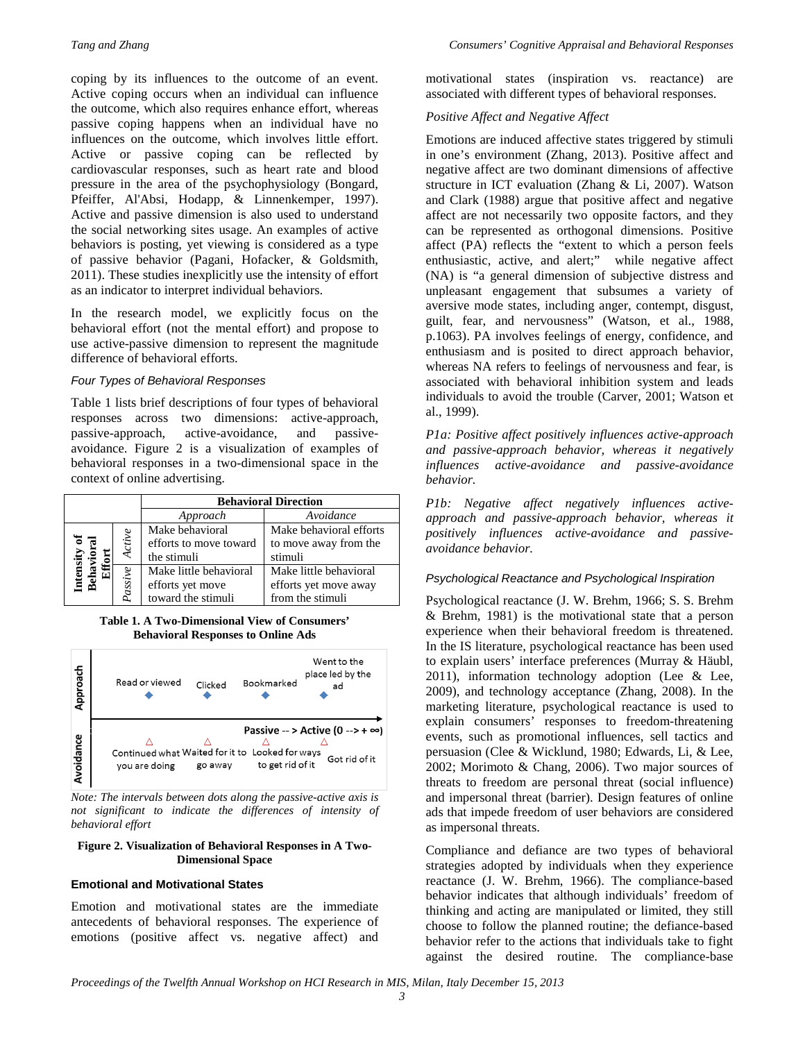coping by its influences to the outcome of an event. Active coping occurs when an individual can influence the outcome, which also requires enhance effort, whereas passive coping happens when an individual have no influences on the outcome, which involves little effort. Active or passive coping can be reflected by cardiovascular responses, such as heart rate and blood pressure in the area of the psychophysiology (Bongard, Pfeiffer, Al'Absi, Hodapp, & Linnenkemper, 1997). Active and passive dimension is also used to understand the social networking sites usage. An examples of active behaviors is posting, yet viewing is considered as a type of passive behavior (Pagani, Hofacker, & Goldsmith, 2011). These studies inexplicitly use the intensity of effort as an indicator to interpret individual behaviors.

In the research model, we explicitly focus on the behavioral effort (not the mental effort) and propose to use active-passive dimension to represent the magnitude difference of behavioral efforts.

#### *Four Types of Behavioral Responses*

Table 1 lists brief descriptions of four types of behavioral responses across two dimensions: active-approach, passive-approach, active-avoidance, and passive-avoidance. Figure 2 is a visualization of examples of behavioral responses in a two-dimensional space in the context of online advertising.

| | | **Behavioral Direction** | |
|---|---|---|---|
| | | *Approach* | *Avoidance* |
| **Intensity of Behavioral Effort** | *Active* | Make behavioral efforts to move toward the stimuli | Make behavioral efforts to move away from the stimuli |
| | *Passive* | Make little behavioral efforts yet move toward the stimuli | Make little behavioral efforts yet move away from the stimuli |

**Table 1. A Two-Dimensional View of Consumers' Behavioral Responses to Online Ads**

Approach: Read or viewed, Clicked, Bookmarked, Went to the place led by the ad

Passive --> Active (0 --> +∞)

Avoidance: Continued what you are doing, Waited for it to go away, Looked for ways to get rid of it, Got rid of it

*Note: The intervals between dots along the passive-active axis is not significant to indicate the differences of intensity of behavioral effort*

**Figure 2. Visualization of Behavioral Responses in A Two-Dimensional Space**

### Emotional and Motivational States

Emotion and motivational states are the immediate antecedents of behavioral responses. The experience of emotions (positive affect vs. negative affect) and motivational states (inspiration vs. reactance) are associated with different types of behavioral responses.

#### *Positive Affect and Negative Affect*

Emotions are induced affective states triggered by stimuli in one's environment (Zhang, 2013). Positive affect and negative affect are two dominant dimensions of affective structure in ICT evaluation (Zhang & Li, 2007). Watson and Clark (1988) argue that positive affect and negative affect are not necessarily two opposite factors, and they can be represented as orthogonal dimensions. Positive affect (PA) reflects the "extent to which a person feels enthusiastic, active, and alert;" while negative affect (NA) is "a general dimension of subjective distress and unpleasant engagement that subsumes a variety of aversive mode states, including anger, contempt, disgust, guilt, fear, and nervousness" (Watson, et al., 1988, p.1063). PA involves feelings of energy, confidence, and enthusiasm and is posited to direct approach behavior, whereas NA refers to feelings of nervousness and fear, is associated with behavioral inhibition system and leads individuals to avoid the trouble (Carver, 2001; Watson et al., 1999).

*P1a: Positive affect positively influences active-approach and passive-approach behavior, whereas it negatively influences active-avoidance and passive-avoidance behavior.*

*P1b: Negative affect negatively influences active-approach and passive-approach behavior, whereas it positively influences active-avoidance and passive-avoidance behavior.*

#### *Psychological Reactance and Psychological Inspiration*

Psychological reactance (J. W. Brehm, 1966; S. S. Brehm & Brehm, 1981) is the motivational state that a person experience when their behavioral freedom is threatened. In the IS literature, psychological reactance has been used to explain users' interface preferences (Murray & Häubl, 2011), information technology adoption (Lee & Lee, 2009), and technology acceptance (Zhang, 2008). In the marketing literature, psychological reactance is used to explain consumers' responses to freedom-threatening events, such as promotional influences, sell tactics and persuasion (Clee & Wicklund, 1980; Edwards, Li, & Lee, 2002; Morimoto & Chang, 2006). Two major sources of threats to freedom are personal threat (social influence) and impersonal threat (barrier). Design features of online ads that impede freedom of user behaviors are considered as impersonal threats.

Compliance and defiance are two types of behavioral strategies adopted by individuals when they experience reactance (J. W. Brehm, 1966). The compliance-based behavior indicates that although individuals' freedom of thinking and acting are manipulated or limited, they still choose to follow the planned routine; the defiance-based behavior refer to the actions that individuals take to fight against the desired routine. The compliance-base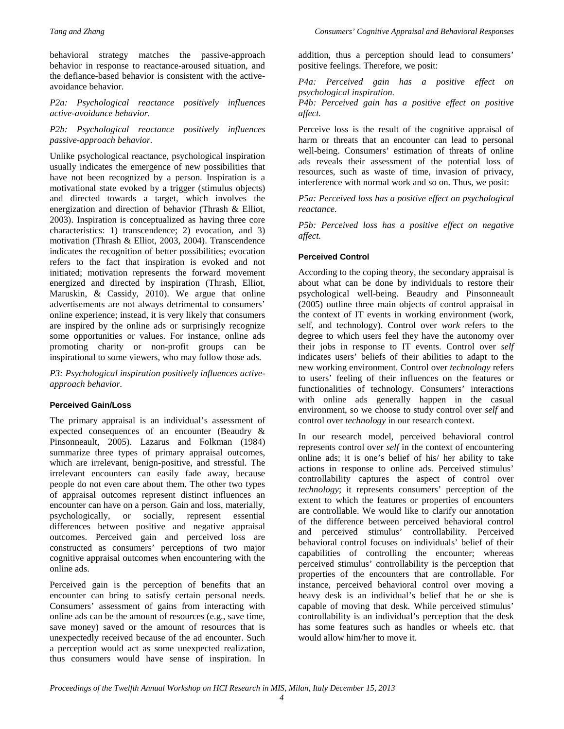behavioral strategy matches the passive-approach behavior in response to reactance-aroused situation, and the defiance-based behavior is consistent with the active-avoidance behavior.

*P2a: Psychological reactance positively influences active-avoidance behavior.*

*P2b: Psychological reactance positively influences passive-approach behavior.*

Unlike psychological reactance, psychological inspiration usually indicates the emergence of new possibilities that have not been recognized by a person. Inspiration is a motivational state evoked by a trigger (stimulus objects) and directed towards a target, which involves the energization and direction of behavior (Thrash & Elliot, 2003). Inspiration is conceptualized as having three core characteristics: 1) transcendence; 2) evocation, and 3) motivation (Thrash & Elliot, 2003, 2004). Transcendence indicates the recognition of better possibilities; evocation refers to the fact that inspiration is evoked and not initiated; motivation represents the forward movement energized and directed by inspiration (Thrash, Elliot, Maruskin, & Cassidy, 2010). We argue that online advertisements are not always detrimental to consumers' online experience; instead, it is very likely that consumers are inspired by the online ads or surprisingly recognize some opportunities or values. For instance, online ads promoting charity or non-profit groups can be inspirational to some viewers, who may follow those ads.

*P3: Psychological inspiration positively influences active-approach behavior.*

### Perceived Gain/Loss

The primary appraisal is an individual's assessment of expected consequences of an encounter (Beaudry & Pinsonneault, 2005). Lazarus and Folkman (1984) summarize three types of primary appraisal outcomes, which are irrelevant, benign-positive, and stressful. The irrelevant encounters can easily fade away, because people do not even care about them. The other two types of appraisal outcomes represent distinct influences an encounter can have on a person. Gain and loss, materially, psychologically, or socially, represent essential differences between positive and negative appraisal outcomes. Perceived gain and perceived loss are constructed as consumers' perceptions of two major cognitive appraisal outcomes when encountering with the online ads.

Perceived gain is the perception of benefits that an encounter can bring to satisfy certain personal needs. Consumers' assessment of gains from interacting with online ads can be the amount of resources (e.g., save time, save money) saved or the amount of resources that is unexpectedly received because of the ad encounter. Such a perception would act as some unexpected realization, thus consumers would have sense of inspiration. In addition, thus a perception should lead to consumers' positive feelings. Therefore, we posit:

*P4a: Perceived gain has a positive effect on psychological inspiration.*

*P4b: Perceived gain has a positive effect on positive affect.*

Perceive loss is the result of the cognitive appraisal of harm or threats that an encounter can lead to personal well-being. Consumers' estimation of threats of online ads reveals their assessment of the potential loss of resources, such as waste of time, invasion of privacy, interference with normal work and so on. Thus, we posit:

*P5a: Perceived loss has a positive effect on psychological reactance.*

*P5b: Perceived loss has a positive effect on negative affect.*

### Perceived Control

According to the coping theory, the secondary appraisal is about what can be done by individuals to restore their psychological well-being. Beaudry and Pinsonneault (2005) outline three main objects of control appraisal in the context of IT events in working environment (work, self, and technology). Control over *work* refers to the degree to which users feel they have the autonomy over their jobs in response to IT events. Control over *self* indicates users' beliefs of their abilities to adapt to the new working environment. Control over *technology* refers to users' feeling of their influences on the features or functionalities of technology. Consumers' interactions with online ads generally happen in the casual environment, so we choose to study control over *self* and control over *technology* in our research context.

In our research model, perceived behavioral control represents control over *self* in the context of encountering online ads; it is one's belief of his/ her ability to take actions in response to online ads. Perceived stimulus' controllability captures the aspect of control over *technology*; it represents consumers' perception of the extent to which the features or properties of encounters are controllable. We would like to clarify our annotation of the difference between perceived behavioral control and perceived stimulus' controllability. Perceived behavioral control focuses on individuals' belief of their capabilities of controlling the encounter; whereas perceived stimulus' controllability is the perception that properties of the encounters that are controllable. For instance, perceived behavioral control over moving a heavy desk is an individual's belief that he or she is capable of moving that desk. While perceived stimulus' controllability is an individual's perception that the desk has some features such as handles or wheels etc. that would allow him/her to move it.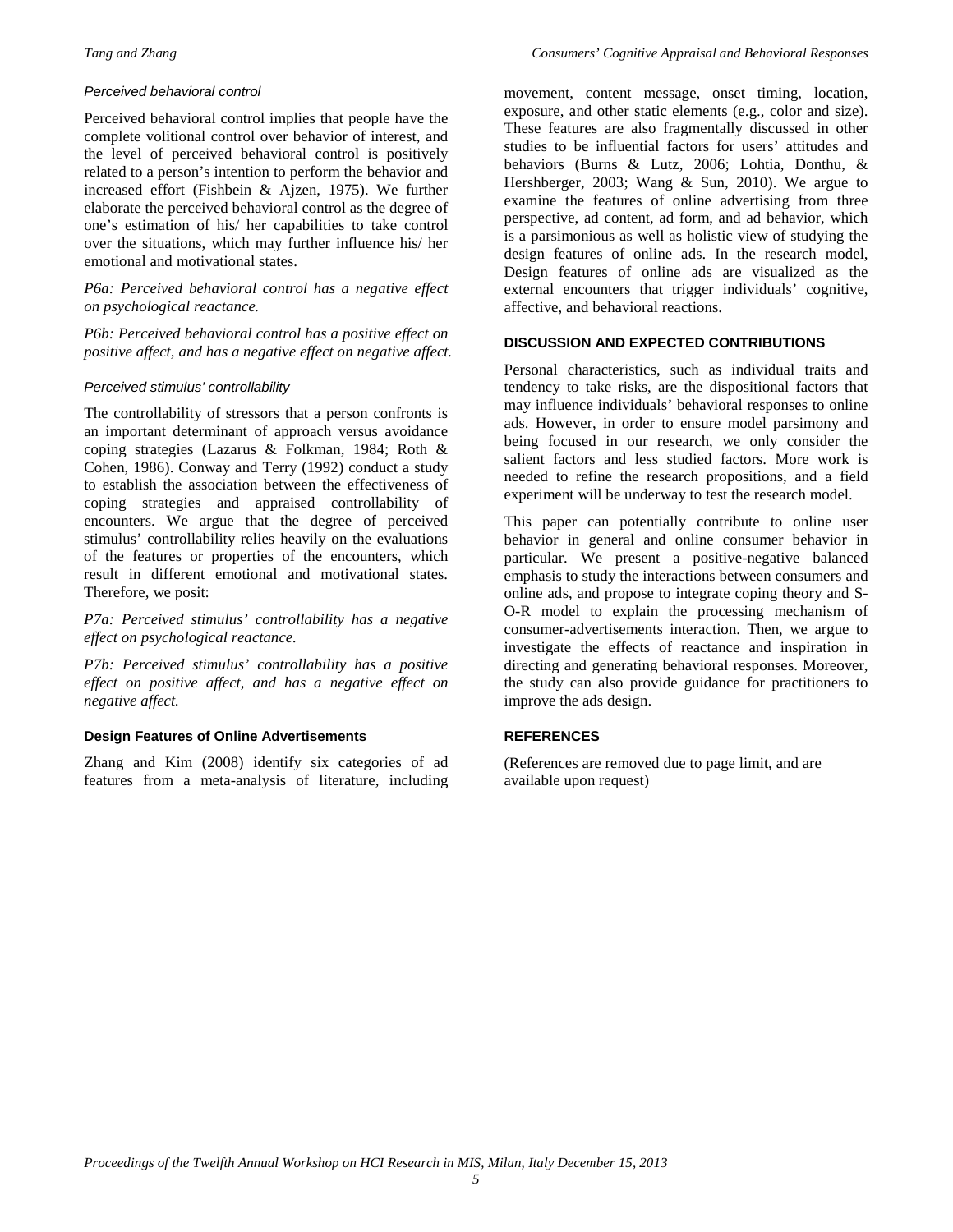#### *Perceived behavioral control*

Perceived behavioral control implies that people have the complete volitional control over behavior of interest, and the level of perceived behavioral control is positively related to a person's intention to perform the behavior and increased effort (Fishbein & Ajzen, 1975). We further elaborate the perceived behavioral control as the degree of one's estimation of his/ her capabilities to take control over the situations, which may further influence his/ her emotional and motivational states.

*P6a: Perceived behavioral control has a negative effect on psychological reactance.*

*P6b: Perceived behavioral control has a positive effect on positive affect, and has a negative effect on negative affect.*

#### *Perceived stimulus' controllability*

The controllability of stressors that a person confronts is an important determinant of approach versus avoidance coping strategies (Lazarus & Folkman, 1984; Roth & Cohen, 1986). Conway and Terry (1992) conduct a study to establish the association between the effectiveness of coping strategies and appraised controllability of encounters. We argue that the degree of perceived stimulus' controllability relies heavily on the evaluations of the features or properties of the encounters, which result in different emotional and motivational states. Therefore, we posit:

*P7a: Perceived stimulus' controllability has a negative effect on psychological reactance.*

*P7b: Perceived stimulus' controllability has a positive effect on positive affect, and has a negative effect on negative affect.*

### Design Features of Online Advertisements

Zhang and Kim (2008) identify six categories of ad features from a meta-analysis of literature, including movement, content message, onset timing, location, exposure, and other static elements (e.g., color and size). These features are also fragmentally discussed in other studies to be influential factors for users' attitudes and behaviors (Burns & Lutz, 2006; Lohtia, Donthu, & Hershberger, 2003; Wang & Sun, 2010). We argue to examine the features of online advertising from three perspective, ad content, ad form, and ad behavior, which is a parsimonious as well as holistic view of studying the design features of online ads. In the research model, Design features of online ads are visualized as the external encounters that trigger individuals' cognitive, affective, and behavioral reactions.

## DISCUSSION AND EXPECTED CONTRIBUTIONS

Personal characteristics, such as individual traits and tendency to take risks, are the dispositional factors that may influence individuals' behavioral responses to online ads. However, in order to ensure model parsimony and being focused in our research, we only consider the salient factors and less studied factors. More work is needed to refine the research propositions, and a field experiment will be underway to test the research model.

This paper can potentially contribute to online user behavior in general and online consumer behavior in particular. We present a positive-negative balanced emphasis to study the interactions between consumers and online ads, and propose to integrate coping theory and S-O-R model to explain the processing mechanism of consumer-advertisements interaction. Then, we argue to investigate the effects of reactance and inspiration in directing and generating behavioral responses. Moreover, the study can also provide guidance for practitioners to improve the ads design.

## REFERENCES

(References are removed due to page limit, and are available upon request)